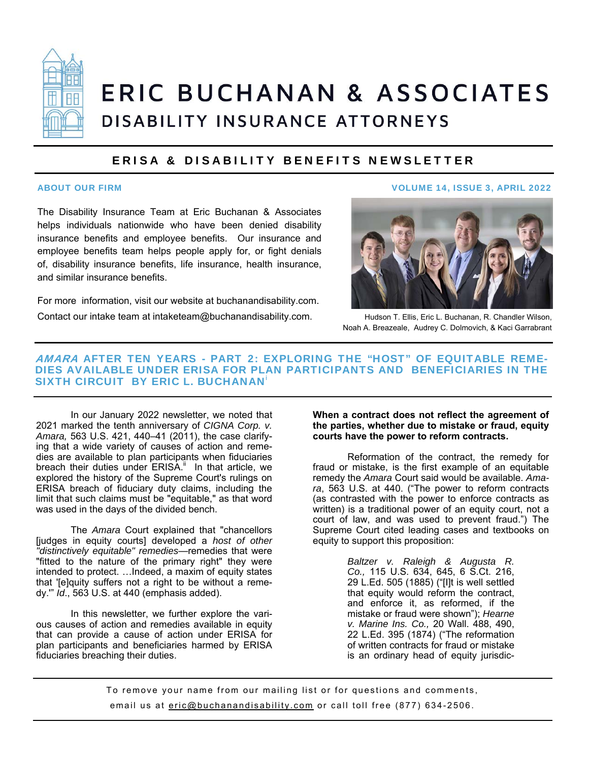# ERIC BUCHANAN & ASSOCIATES

## DISABILITY INSURANCE ATTORNEYS

**ERISA & DISABILITY BENEFITS NEWSLETTER**

**ABOUT OUR FIRM**

**VOLUME 14, ISSUE 3, APRIL 2022**

The Disability Insurance Team at Eric Buchanan & Associates helps individuals nationwide who have been denied disability insurance benefits and employee benefits. Our insurance and employee benefits team helps people apply for, or fight denials of, disability insurance benefits, life insurance, health insurance, and similar insurance benefits.

For more information, visit our website at buchanandisability.com. Contact our intake team at intaketeam@buchanandisability.com.

Hudson T. Ellis, Eric L. Buchanan, R. Chandler Wilson, Noah A. Breazeale, Audrey C. Dolmovich, & Kaci Garrabrant

## *AMARA* AFTER TEN YEARS - PART 2: EXPLORING THE "HOST" OF EQUITABLE REMEDIES AVAILABLE UNDER ERISA FOR PLAN PARTICIPANTS AND BENEFICIARIES IN THE SIXTH CIRCUIT BY ERIC L. BUCHANAN[i]

In our January 2022 newsletter, we noted that 2021 marked the tenth anniversary of *CIGNA Corp. v. Amara,* 563 U.S. 421, 440–41 (2011), the case clarifying that a wide variety of causes of action and remedies are available to plan participants when fiduciaries breach their duties under ERISA.[ii] In that article, we explored the history of the Supreme Court's rulings on ERISA breach of fiduciary duty claims, including the limit that such claims must be "equitable," as that word was used in the days of the divided bench.

The *Amara* Court explained that "chancellors [judges in equity courts] developed a *host of other "distinctively equitable" remedies*—remedies that were "fitted to the nature of the primary right" they were intended to protect. …Indeed, a maxim of equity states that '[e]quity suffers not a right to be without a remedy.'" *Id*., 563 U.S. at 440 (emphasis added).

In this newsletter, we further explore the various causes of action and remedies available in equity that can provide a cause of action under ERISA for plan participants and beneficiaries harmed by ERISA fiduciaries breaching their duties.

**When a contract does not reflect the agreement of the parties, whether due to mistake or fraud, equity courts have the power to reform contracts.**

Reformation of the contract, the remedy for fraud or mistake, is the first example of an equitable remedy the *Amara* Court said would be available. *Amara*, 563 U.S. at 440. ("The power to reform contracts (as contrasted with the power to enforce contracts as written) is a traditional power of an equity court, not a court of law, and was used to prevent fraud.") The Supreme Court cited leading cases and textbooks on equity to support this proposition:

> *Baltzer v. Raleigh & Augusta R. Co.,* 115 U.S. 634, 645, 6 S.Ct. 216, 29 L.Ed. 505 (1885) ("[I]t is well settled that equity would reform the contract, and enforce it, as reformed, if the mistake or fraud were shown"); *Hearne v. Marine Ins. Co.,* 20 Wall. 488, 490, 22 L.Ed. 395 (1874) ("The reformation of written contracts for fraud or mistake is an ordinary head of equity jurisdic-

To remove your name from our mailing list or for questions and comments, email us at eric@buchanandisability.com or call toll free (877) 634-2506.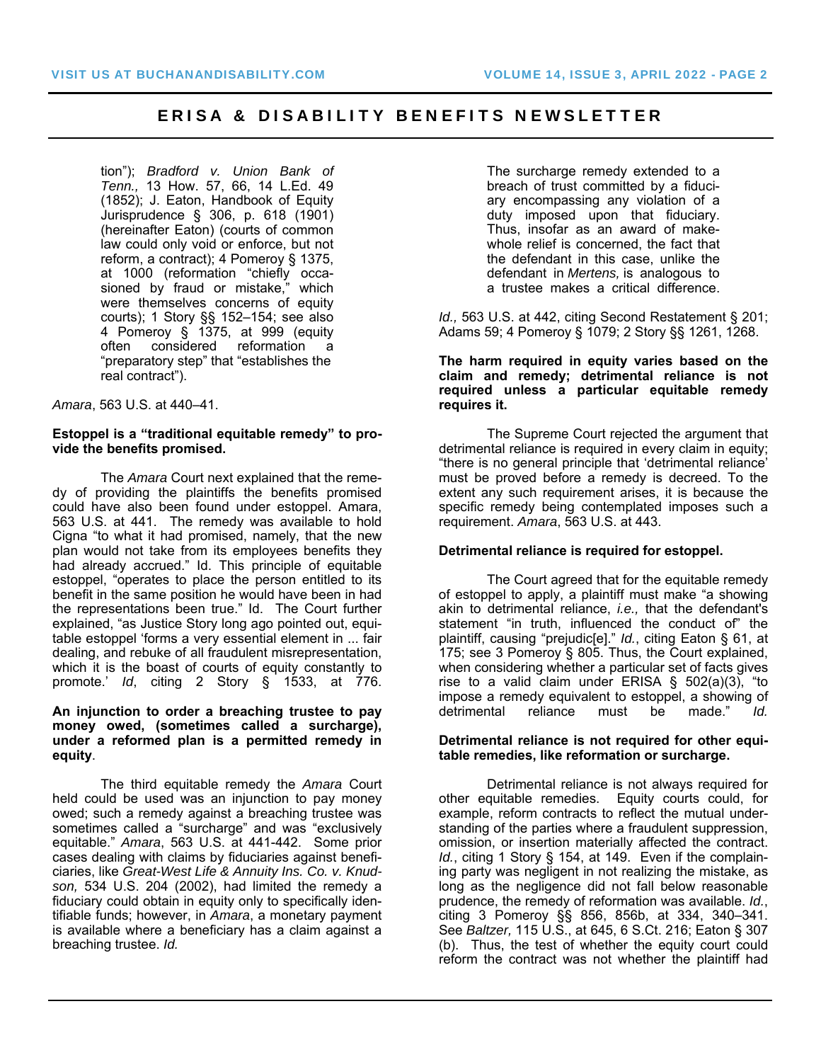> tion"); *Bradford v. Union Bank of Tenn.,* 13 How. 57, 66, 14 L.Ed. 49 (1852); J. Eaton, Handbook of Equity Jurisprudence § 306, p. 618 (1901) (hereinafter Eaton) (courts of common law could only void or enforce, but not reform, a contract); 4 Pomeroy § 1375, at 1000 (reformation "chiefly occasioned by fraud or mistake," which were themselves concerns of equity courts); 1 Story §§ 152–154; see also 4 Pomeroy § 1375, at 999 (equity often considered reformation a "preparatory step" that "establishes the real contract").

*Amara*, 563 U.S. at 440–41.

**Estoppel is a "traditional equitable remedy" to provide the benefits promised.**

The *Amara* Court next explained that the remedy of providing the plaintiffs the benefits promised could have also been found under estoppel. Amara, 563 U.S. at 441. The remedy was available to hold Cigna "to what it had promised, namely, that the new plan would not take from its employees benefits they had already accrued." Id. This principle of equitable estoppel, "operates to place the person entitled to its benefit in the same position he would have been in had the representations been true." Id. The Court further explained, "as Justice Story long ago pointed out, equitable estoppel 'forms a very essential element in ... fair dealing, and rebuke of all fraudulent misrepresentation, which it is the boast of courts of equity constantly to promote.' *Id*, citing 2 Story § 1533, at 776.

**An injunction to order a breaching trustee to pay money owed, (sometimes called a surcharge), under a reformed plan is a permitted remedy in equity**.

The third equitable remedy the *Amara* Court held could be used was an injunction to pay money owed; such a remedy against a breaching trustee was sometimes called a "surcharge" and was "exclusively equitable." *Amara*, 563 U.S. at 441-442. Some prior cases dealing with claims by fiduciaries against beneficiaries, like *Great-West Life & Annuity Ins. Co. v. Knudson,* 534 U.S. 204 (2002), had limited the remedy a fiduciary could obtain in equity only to specifically identifiable funds; however, in *Amara*, a monetary payment is available where a beneficiary has a claim against a breaching trustee. *Id.*

> The surcharge remedy extended to a breach of trust committed by a fiduciary encompassing any violation of a duty imposed upon that fiduciary. Thus, insofar as an award of make-whole relief is concerned, the fact that the defendant in this case, unlike the defendant in *Mertens,* is analogous to a trustee makes a critical difference.

*Id.,* 563 U.S. at 442, citing Second Restatement § 201; Adams 59; 4 Pomeroy § 1079; 2 Story §§ 1261, 1268.

**The harm required in equity varies based on the claim and remedy; detrimental reliance is not required unless a particular equitable remedy requires it.**

The Supreme Court rejected the argument that detrimental reliance is required in every claim in equity; "there is no general principle that 'detrimental reliance' must be proved before a remedy is decreed. To the extent any such requirement arises, it is because the specific remedy being contemplated imposes such a requirement. *Amara*, 563 U.S. at 443.

**Detrimental reliance is required for estoppel.**

The Court agreed that for the equitable remedy of estoppel to apply, a plaintiff must make "a showing akin to detrimental reliance, *i.e.,* that the defendant's statement "in truth, influenced the conduct of" the plaintiff, causing "prejudic[e]." *Id.*, citing Eaton § 61, at 175; see 3 Pomeroy § 805. Thus, the Court explained, when considering whether a particular set of facts gives rise to a valid claim under ERISA § 502(a)(3), "to impose a remedy equivalent to estoppel, a showing of detrimental reliance must be made." *Id.*

**Detrimental reliance is not required for other equitable remedies, like reformation or surcharge.**

Detrimental reliance is not always required for other equitable remedies. Equity courts could, for example, reform contracts to reflect the mutual understanding of the parties where a fraudulent suppression, omission, or insertion materially affected the contract. *Id.*, citing 1 Story § 154, at 149. Even if the complaining party was negligent in not realizing the mistake, as long as the negligence did not fall below reasonable prudence, the remedy of reformation was available. *Id.*, citing 3 Pomeroy §§ 856, 856b, at 334, 340–341. See *Baltzer,* 115 U.S., at 645, 6 S.Ct. 216; Eaton § 307 (b). Thus, the test of whether the equity court could reform the contract was not whether the plaintiff had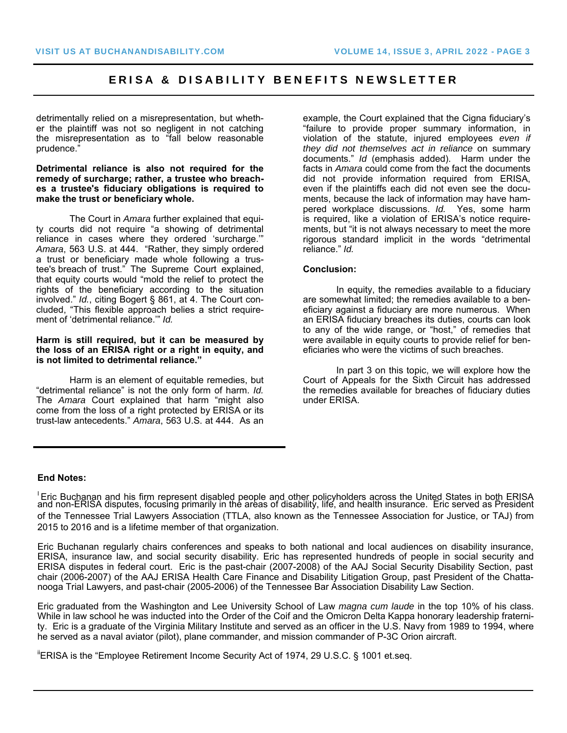detrimentally relied on a misrepresentation, but whether the plaintiff was not so negligent in not catching the misrepresentation as to "fall below reasonable prudence."

**Detrimental reliance is also not required for the remedy of surcharge; rather, a trustee who breaches a trustee's fiduciary obligations is required to make the trust or beneficiary whole.**

The Court in *Amara* further explained that equity courts did not require "a showing of detrimental reliance in cases where they ordered 'surcharge.'" *Amara*, 563 U.S. at 444. "Rather, they simply ordered a trust or beneficiary made whole following a trustee's breach of trust." The Supreme Court explained, that equity courts would "mold the relief to protect the rights of the beneficiary according to the situation involved." *Id.*, citing Bogert § 861, at 4. The Court concluded, "This flexible approach belies a strict requirement of 'detrimental reliance.'" *Id.*

**Harm is still required, but it can be measured by the loss of an ERISA right or a right in equity, and is not limited to detrimental reliance."**

Harm is an element of equitable remedies, but "detrimental reliance" is not the only form of harm. *Id.* The *Amara* Court explained that harm "might also come from the loss of a right protected by ERISA or its trust-law antecedents." *Amara*, 563 U.S. at 444. As an example, the Court explained that the Cigna fiduciary's "failure to provide proper summary information, in violation of the statute, injured employees *even if they did not themselves act in reliance* on summary documents." *Id* (emphasis added). Harm under the facts in *Amara* could come from the fact the documents did not provide information required from ERISA, even if the plaintiffs each did not even see the documents, because the lack of information may have hampered workplace discussions. *Id.* Yes, some harm is required, like a violation of ERISA's notice requirements, but "it is not always necessary to meet the more rigorous standard implicit in the words "detrimental reliance." *Id.*

**Conclusion:**

In equity, the remedies available to a fiduciary are somewhat limited; the remedies available to a beneficiary against a fiduciary are more numerous. When an ERISA fiduciary breaches its duties, courts can look to any of the wide range, or "host," of remedies that were available in equity courts to provide relief for beneficiaries who were the victims of such breaches.

In part 3 on this topic, we will explore how the Court of Appeals for the Sixth Circuit has addressed the remedies available for breaches of fiduciary duties under ERISA.

---

**End Notes:**

[i] Eric Buchanan and his firm represent disabled people and other policyholders across the United States in both ERISA and non-ERISA disputes, focusing primarily in the areas of disability, life, and health insurance. Eric served as President of the Tennessee Trial Lawyers Association (TTLA, also known as the Tennessee Association for Justice, or TAJ) from 2015 to 2016 and is a lifetime member of that organization.

Eric Buchanan regularly chairs conferences and speaks to both national and local audiences on disability insurance, ERISA, insurance law, and social security disability. Eric has represented hundreds of people in social security and ERISA disputes in federal court. Eric is the past-chair (2007-2008) of the AAJ Social Security Disability Section, past chair (2006-2007) of the AAJ ERISA Health Care Finance and Disability Litigation Group, past President of the Chattanooga Trial Lawyers, and past-chair (2005-2006) of the Tennessee Bar Association Disability Law Section.

Eric graduated from the Washington and Lee University School of Law *magna cum laude* in the top 10% of his class. While in law school he was inducted into the Order of the Coif and the Omicron Delta Kappa honorary leadership fraternity. Eric is a graduate of the Virginia Military Institute and served as an officer in the U.S. Navy from 1989 to 1994, where he served as a naval aviator (pilot), plane commander, and mission commander of P-3C Orion aircraft.

[ii] ERISA is the "Employee Retirement Income Security Act of 1974, 29 U.S.C. § 1001 et.seq.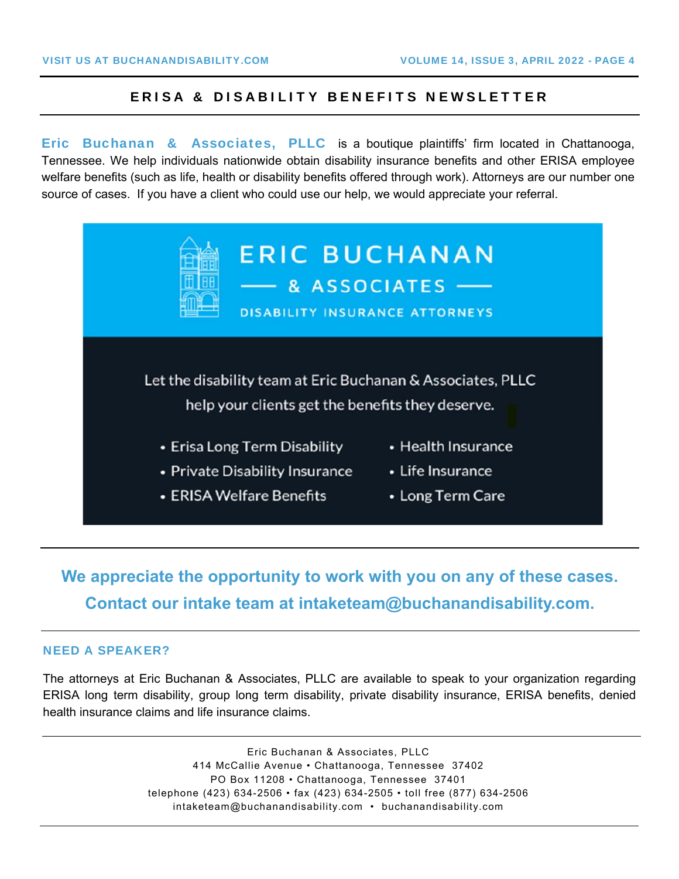# ERISA & DISABILITY BENEFITS NEWSLETTER

**Eric Buchanan & Associates, PLLC** is a boutique plaintiffs' firm located in Chattanooga, Tennessee. We help individuals nationwide obtain disability insurance benefits and other ERISA employee welfare benefits (such as life, health or disability benefits offered through work). Attorneys are our number one source of cases. If you have a client who could use our help, we would appreciate your referral.

ERIC BUCHANAN
& ASSOCIATES
DISABILITY INSURANCE ATTORNEYS

Let the disability team at Eric Buchanan & Associates, PLLC help your clients get the benefits they deserve.

- Erisa Long Term Disability
- Private Disability Insurance
- ERISA Welfare Benefits
- Health Insurance
- Life Insurance
- Long Term Care

**We appreciate the opportunity to work with you on any of these cases.**
**Contact our intake team at intaketeam@buchanandisability.com.**

## NEED A SPEAKER?

The attorneys at Eric Buchanan & Associates, PLLC are available to speak to your organization regarding ERISA long term disability, group long term disability, private disability insurance, ERISA benefits, denied health insurance claims and life insurance claims.

Eric Buchanan & Associates, PLLC
414 McCallie Avenue • Chattanooga, Tennessee 37402
PO Box 11208 • Chattanooga, Tennessee 37401
telephone (423) 634-2506 • fax (423) 634-2505 • toll free (877) 634-2506
intaketeam@buchanandisability.com • buchanandisability.com